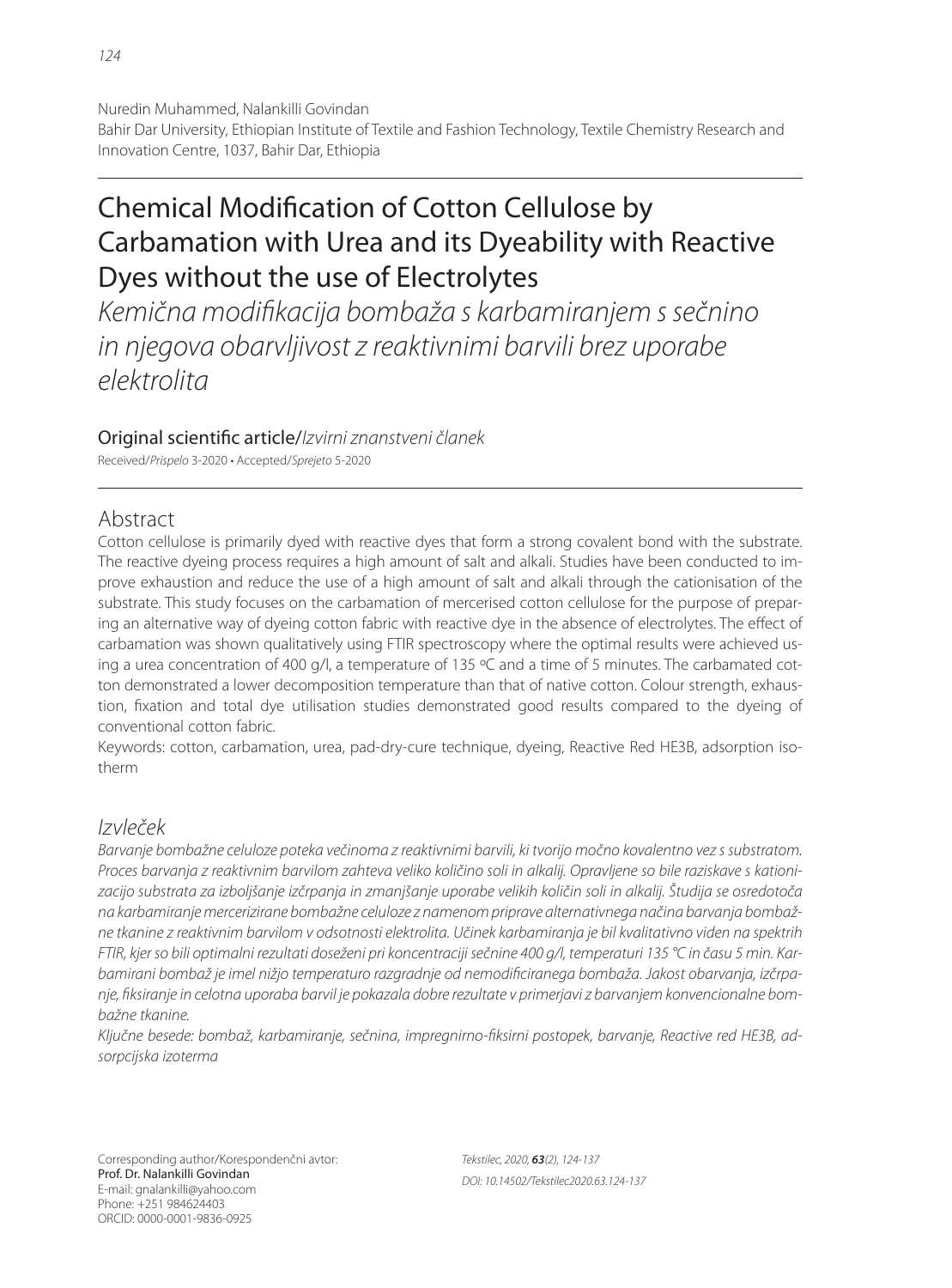Nuredin Muhammed, Nalankilli Govindan
Bahir Dar University, Ethiopian Institute of Textile and Fashion Technology, Textile Chemistry Research and Innovation Centre, 1037, Bahir Dar, Ethiopia

# Chemical Modification of Cotton Cellulose by Carbamation with Urea and its Dyeability with Reactive Dyes without the use of Electrolytes

*Kemična modifikacija bombaža s karbamiranjem s sečnino in njegova obarvljivost z reaktivnimi barvili brez uporabe elektrolita*

Original scientific article/*Izvirni znanstveni članek*

Received/*Prispelo* 3-2020 • Accepted/*Sprejeto* 5-2020

## Abstract

Cotton cellulose is primarily dyed with reactive dyes that form a strong covalent bond with the substrate. The reactive dyeing process requires a high amount of salt and alkali. Studies have been conducted to improve exhaustion and reduce the use of a high amount of salt and alkali through the cationisation of the substrate. This study focuses on the carbamation of mercerised cotton cellulose for the purpose of preparing an alternative way of dyeing cotton fabric with reactive dye in the absence of electrolytes. The effect of carbamation was shown qualitatively using FTIR spectroscopy where the optimal results were achieved using a urea concentration of 400 g/l, a temperature of 135 ºC and a time of 5 minutes. The carbamated cotton demonstrated a lower decomposition temperature than that of native cotton. Colour strength, exhaustion, fixation and total dye utilisation studies demonstrated good results compared to the dyeing of conventional cotton fabric.

Keywords: cotton, carbamation, urea, pad-dry-cure technique, dyeing, Reactive Red HE3B, adsorption isotherm

## *Izvleček*

*Barvanje bombažne celuloze poteka večinoma z reaktivnimi barvili, ki tvorijo močno kovalentno vez s substratom. Proces barvanja z reaktivnim barvilom zahteva veliko količino soli in alkalij. Opravljene so bile raziskave s kationizacijo substrata za izboljšanje izčrpanja in zmanjšanje uporabe velikih količin soli in alkalij. Študija se osredotoča na karbamiranje mercerizirane bombažne celuloze z namenom priprave alternativnega načina barvanja bombažne tkanine z reaktivnim barvilom v odsotnosti elektrolita. Učinek karbamiranja je bil kvalitativno viden na spektrih FTIR, kjer so bili optimalni rezultati doseženi pri koncentraciji sečnine 400 g/l, temperaturi 135 °C in času 5 min. Karbamirani bombaž je imel nižjo temperaturo razgradnje od nemodificiranega bombaža. Jakost obarvanja, izčrpanje, fiksiranje in celotna uporaba barvil je pokazala dobre rezultate v primerjavi z barvanjem konvencionalne bombažne tkanine.*

*Ključne besede: bombaž, karbamiranje, sečnina, impregnirno-fiksirni postopek, barvanje, Reactive red HE3B, adsorpcijska izoterma*

Corresponding author/Korespondenčni avtor:
**Prof. Dr. Nalankilli Govindan**
E-mail: gnalankilli@yahoo.com
Phone: +251 984624403
ORCID: 0000-0001-9836-0925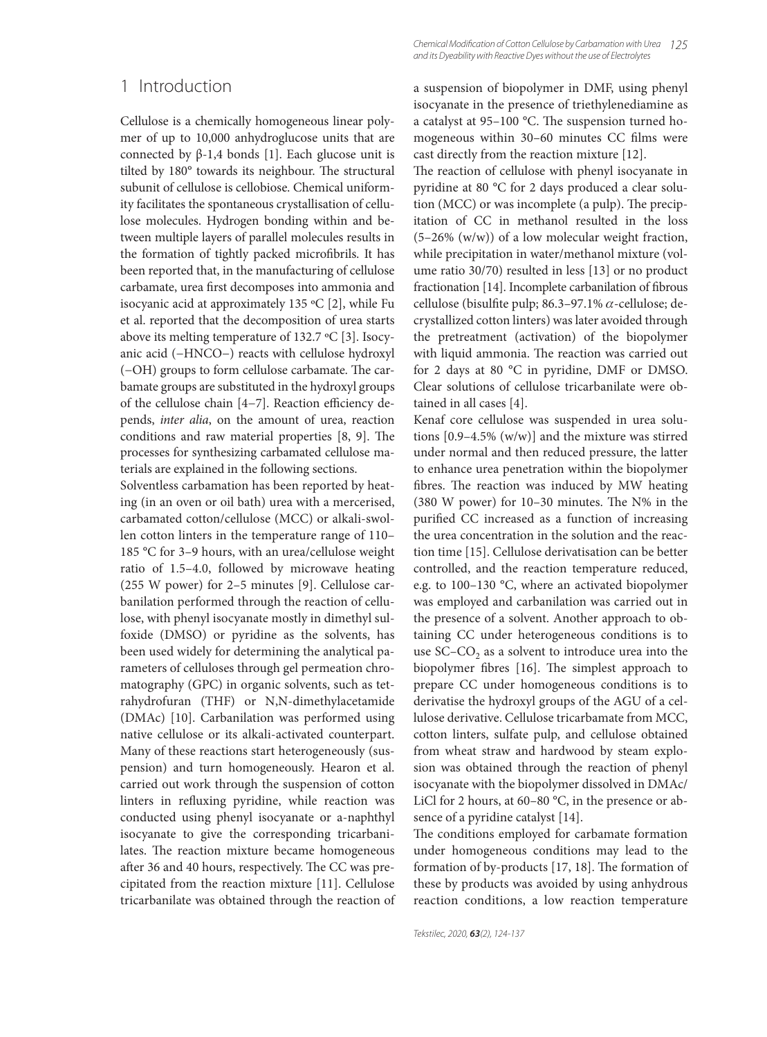# 1 Introduction

Cellulose is a chemically homogeneous linear polymer of up to 10,000 anhydroglucose units that are connected by β-1,4 bonds [1]. Each glucose unit is tilted by 180° towards its neighbour. The structural subunit of cellulose is cellobiose. Chemical uniformity facilitates the spontaneous crystallisation of cellulose molecules. Hydrogen bonding within and between multiple layers of parallel molecules results in the formation of tightly packed microfibrils. It has been reported that, in the manufacturing of cellulose carbamate, urea first decomposes into ammonia and isocyanic acid at approximately 135 ºC [2], while Fu et al. reported that the decomposition of urea starts above its melting temperature of 132.7 ºC [3]. Isocyanic acid (−HNCO−) reacts with cellulose hydroxyl (−OH) groups to form cellulose carbamate. The carbamate groups are substituted in the hydroxyl groups of the cellulose chain [4–7]. Reaction efficiency depends, *inter alia*, on the amount of urea, reaction conditions and raw material properties [8, 9]. The processes for synthesizing carbamated cellulose materials are explained in the following sections.

Solventless carbamation has been reported by heating (in an oven or oil bath) urea with a mercerised, carbamated cotton/cellulose (MCC) or alkali-swollen cotton linters in the temperature range of 110–185 °C for 3–9 hours, with an urea/cellulose weight ratio of 1.5–4.0, followed by microwave heating (255 W power) for 2–5 minutes [9]. Cellulose carbanilation performed through the reaction of cellulose, with phenyl isocyanate mostly in dimethyl sulfoxide (DMSO) or pyridine as the solvents, has been used widely for determining the analytical parameters of celluloses through gel permeation chromatography (GPC) in organic solvents, such as tetrahydrofuran (THF) or N,N-dimethylacetamide (DMAc) [10]. Carbanilation was performed using native cellulose or its alkali-activated counterpart. Many of these reactions start heterogeneously (suspension) and turn homogeneously. Hearon et al. carried out work through the suspension of cotton linters in refluxing pyridine, while reaction was conducted using phenyl isocyanate or a-naphthyl isocyanate to give the corresponding tricarbanilates. The reaction mixture became homogeneous after 36 and 40 hours, respectively. The CC was precipitated from the reaction mixture [11]. Cellulose tricarbanilate was obtained through the reaction of a suspension of biopolymer in DMF, using phenyl isocyanate in the presence of triethylenediamine as a catalyst at 95–100 °C. The suspension turned homogeneous within 30–60 minutes CC films were cast directly from the reaction mixture [12].

The reaction of cellulose with phenyl isocyanate in pyridine at 80 °C for 2 days produced a clear solution (MCC) or was incomplete (a pulp). The precipitation of CC in methanol resulted in the loss (5–26% (w/w)) of a low molecular weight fraction, while precipitation in water/methanol mixture (volume ratio 30/70) resulted in less [13] or no product fractionation [14]. Incomplete carbanilation of fibrous cellulose (bisulfite pulp; 86.3–97.1% $\alpha$-cellulose; decrystallized cotton linters) was later avoided through the pretreatment (activation) of the biopolymer with liquid ammonia. The reaction was carried out for 2 days at 80 °C in pyridine, DMF or DMSO. Clear solutions of cellulose tricarbanilate were obtained in all cases [4].

Kenaf core cellulose was suspended in urea solutions [0.9–4.5% (w/w)] and the mixture was stirred under normal and then reduced pressure, the latter to enhance urea penetration within the biopolymer fibres. The reaction was induced by MW heating (380 W power) for 10–30 minutes. The N% in the purified CC increased as a function of increasing the urea concentration in the solution and the reaction time [15]. Cellulose derivatisation can be better controlled, and the reaction temperature reduced, e.g. to 100–130 °C, where an activated biopolymer was employed and carbanilation was carried out in the presence of a solvent. Another approach to obtaining CC under heterogeneous conditions is to use SC–$CO_2$ as a solvent to introduce urea into the biopolymer fibres [16]. The simplest approach to prepare CC under homogeneous conditions is to derivatise the hydroxyl groups of the AGU of a cellulose derivative. Cellulose tricarbamate from MCC, cotton linters, sulfate pulp, and cellulose obtained from wheat straw and hardwood by steam explosion was obtained through the reaction of phenyl isocyanate with the biopolymer dissolved in DMAc/LiCl for 2 hours, at 60–80 °C, in the presence or absence of a pyridine catalyst [14].

The conditions employed for carbamate formation under homogeneous conditions may lead to the formation of by-products [17, 18]. The formation of these by products was avoided by using anhydrous reaction conditions, a low reaction temperature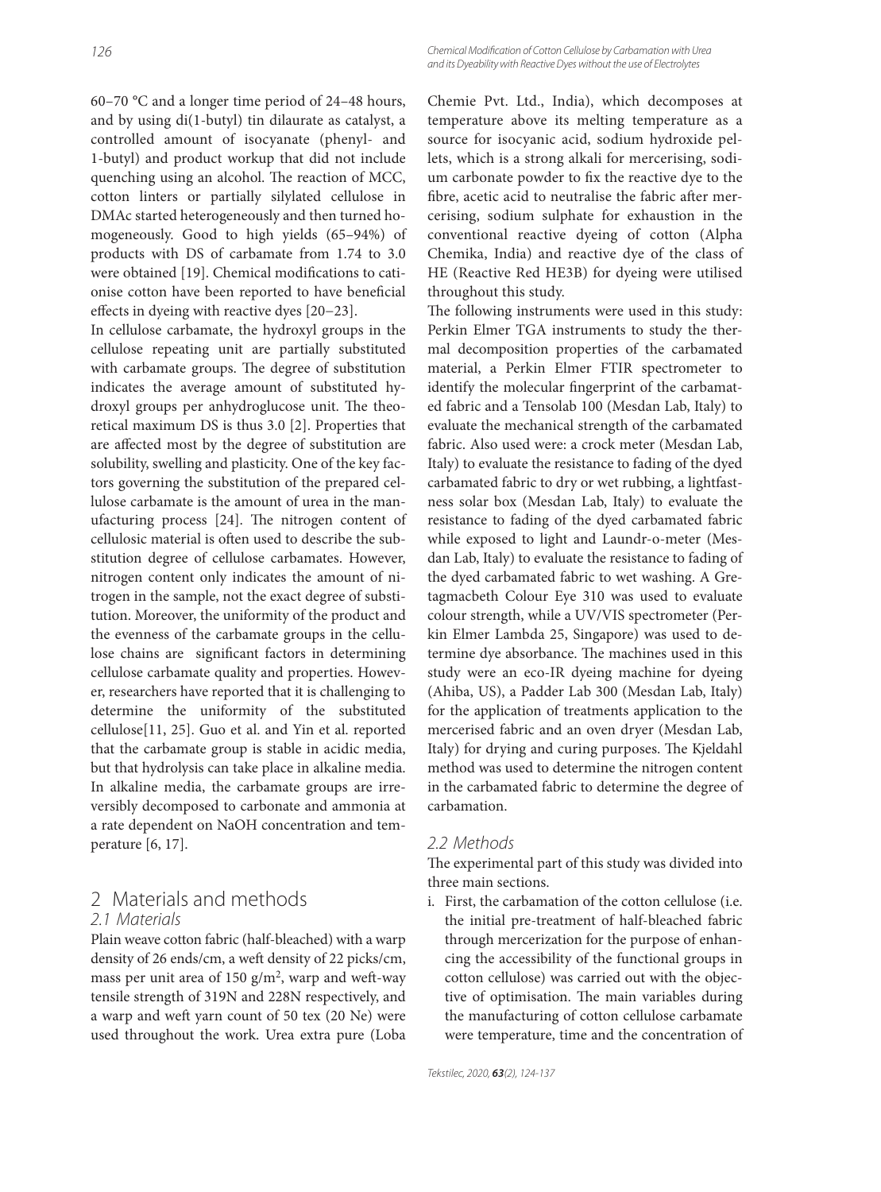60–70 °C and a longer time period of 24–48 hours, and by using di(1-butyl) tin dilaurate as catalyst, a controlled amount of isocyanate (phenyl- and 1-butyl) and product workup that did not include quenching using an alcohol. The reaction of MCC, cotton linters or partially silylated cellulose in DMAc started heterogeneously and then turned homogeneously. Good to high yields (65–94%) of products with DS of carbamate from 1.74 to 3.0 were obtained [19]. Chemical modifications to cationise cotton have been reported to have beneficial effects in dyeing with reactive dyes [20–23].

In cellulose carbamate, the hydroxyl groups in the cellulose repeating unit are partially substituted with carbamate groups. The degree of substitution indicates the average amount of substituted hydroxyl groups per anhydroglucose unit. The theoretical maximum DS is thus 3.0 [2]. Properties that are affected most by the degree of substitution are solubility, swelling and plasticity. One of the key factors governing the substitution of the prepared cellulose carbamate is the amount of urea in the manufacturing process [24]. The nitrogen content of cellulosic material is often used to describe the substitution degree of cellulose carbamates. However, nitrogen content only indicates the amount of nitrogen in the sample, not the exact degree of substitution. Moreover, the uniformity of the product and the evenness of the carbamate groups in the cellulose chains are significant factors in determining cellulose carbamate quality and properties. However, researchers have reported that it is challenging to determine the uniformity of the substituted cellulose[11, 25]. Guo et al. and Yin et al. reported that the carbamate group is stable in acidic media, but that hydrolysis can take place in alkaline media. In alkaline media, the carbamate groups are irreversibly decomposed to carbonate and ammonia at a rate dependent on NaOH concentration and temperature [6, 17].

## 2 Materials and methods

### 2.1 Materials

Plain weave cotton fabric (half-bleached) with a warp density of 26 ends/cm, a weft density of 22 picks/cm, mass per unit area of 150 g/m$^2$, warp and weft-way tensile strength of 319N and 228N respectively, and a warp and weft yarn count of 50 tex (20 Ne) were used throughout the work. Urea extra pure (Loba Chemie Pvt. Ltd., India), which decomposes at temperature above its melting temperature as a source for isocyanic acid, sodium hydroxide pellets, which is a strong alkali for mercerising, sodium carbonate powder to fix the reactive dye to the fibre, acetic acid to neutralise the fabric after mercerising, sodium sulphate for exhaustion in the conventional reactive dyeing of cotton (Alpha Chemika, India) and reactive dye of the class of HE (Reactive Red HE3B) for dyeing were utilised throughout this study.

The following instruments were used in this study: Perkin Elmer TGA instruments to study the thermal decomposition properties of the carbamated material, a Perkin Elmer FTIR spectrometer to identify the molecular fingerprint of the carbamated fabric and a Tensolab 100 (Mesdan Lab, Italy) to evaluate the mechanical strength of the carbamated fabric. Also used were: a crock meter (Mesdan Lab, Italy) to evaluate the resistance to fading of the dyed carbamated fabric to dry or wet rubbing, a lightfastness solar box (Mesdan Lab, Italy) to evaluate the resistance to fading of the dyed carbamated fabric while exposed to light and Laundr-o-meter (Mesdan Lab, Italy) to evaluate the resistance to fading of the dyed carbamated fabric to wet washing. A Gretagmacbeth Colour Eye 310 was used to evaluate colour strength, while a UV/VIS spectrometer (Perkin Elmer Lambda 25, Singapore) was used to determine dye absorbance. The machines used in this study were an eco-IR dyeing machine for dyeing (Ahiba, US), a Padder Lab 300 (Mesdan Lab, Italy) for the application of treatments application to the mercerised fabric and an oven dryer (Mesdan Lab, Italy) for drying and curing purposes. The Kjeldahl method was used to determine the nitrogen content in the carbamated fabric to determine the degree of carbamation.

### 2.2 Methods

The experimental part of this study was divided into three main sections.

i. First, the carbamation of the cotton cellulose (i.e. the initial pre-treatment of half-bleached fabric through mercerization for the purpose of enhancing the accessibility of the functional groups in cotton cellulose) was carried out with the objective of optimisation. The main variables during the manufacturing of cotton cellulose carbamate were temperature, time and the concentration of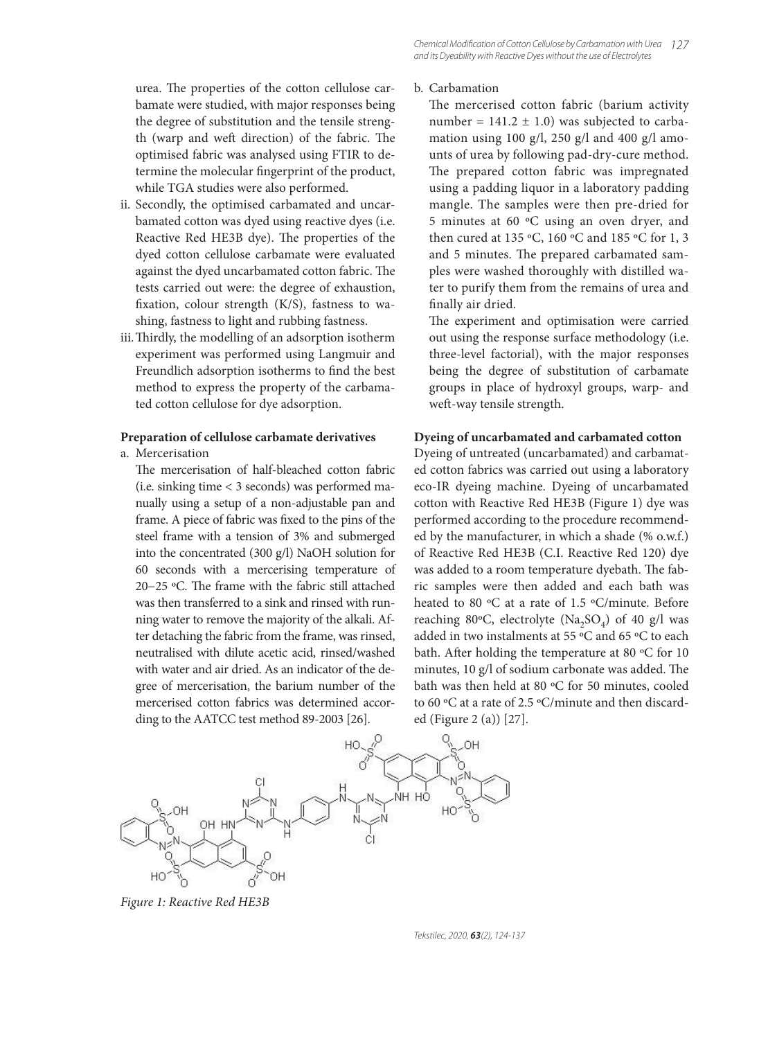urea. The properties of the cotton cellulose carbamate were studied, with major responses being the degree of substitution and the tensile strength (warp and weft direction) of the fabric. The optimised fabric was analysed using FTIR to determine the molecular fingerprint of the product, while TGA studies were also performed.

ii. Secondly, the optimised carbamated and uncarbamated cotton was dyed using reactive dyes (i.e. Reactive Red HE3B dye). The properties of the dyed cotton cellulose carbamate were evaluated against the dyed uncarbamated cotton fabric. The tests carried out were: the degree of exhaustion, fixation, colour strength (K/S), fastness to washing, fastness to light and rubbing fastness.

iii. Thirdly, the modelling of an adsorption isotherm experiment was performed using Langmuir and Freundlich adsorption isotherms to find the best method to express the property of the carbamated cotton cellulose for dye adsorption.

**Preparation of cellulose carbamate derivatives**

a. Mercerisation

The mercerisation of half-bleached cotton fabric (i.e. sinking time < 3 seconds) was performed manually using a setup of a non-adjustable pan and frame. A piece of fabric was fixed to the pins of the steel frame with a tension of 3% and submerged into the concentrated (300 g/l) NaOH solution for 60 seconds with a mercerising temperature of 20–25 °C. The frame with the fabric still attached was then transferred to a sink and rinsed with running water to remove the majority of the alkali. After detaching the fabric from the frame, was rinsed, neutralised with dilute acetic acid, rinsed/washed with water and air dried. As an indicator of the degree of mercerisation, the barium number of the mercerised cotton fabrics was determined according to the AATCC test method 89-2003 [26].

b. Carbamation

The mercerised cotton fabric (barium activity number = 141.2 ± 1.0) was subjected to carbamation using 100 g/l, 250 g/l and 400 g/l amounts of urea by following pad-dry-cure method. The prepared cotton fabric was impregnated using a padding liquor in a laboratory padding mangle. The samples were then pre-dried for 5 minutes at 60 °C using an oven dryer, and then cured at 135 °C, 160 °C and 185 °C for 1, 3 and 5 minutes. The prepared carbamated samples were washed thoroughly with distilled water to purify them from the remains of urea and finally air dried.

The experiment and optimisation were carried out using the response surface methodology (i.e. three-level factorial), with the major responses being the degree of substitution of carbamate groups in place of hydroxyl groups, warp- and weft-way tensile strength.

**Dyeing of uncarbamated and carbamated cotton**

Dyeing of untreated (uncarbamated) and carbamated cotton fabrics was carried out using a laboratory eco-IR dyeing machine. Dyeing of uncarbamated cotton with Reactive Red HE3B (Figure 1) dye was performed according to the procedure recommended by the manufacturer, in which a shade (% o.w.f.) of Reactive Red HE3B (C.I. Reactive Red 120) dye was added to a room temperature dyebath. The fabric samples were then added and each bath was heated to 80 °C at a rate of 1.5 °C/minute. Before reaching 80°C, electrolyte ($Na_2SO_4$) of 40 g/l was added in two instalments at 55 °C and 65 °C to each bath. After holding the temperature at 80 °C for 10 minutes, 10 g/l of sodium carbonate was added. The bath was then held at 80 °C for 50 minutes, cooled to 60 °C at a rate of 2.5 °C/minute and then discarded (Figure 2 (a)) [27].

*Figure 1: Reactive Red HE3B*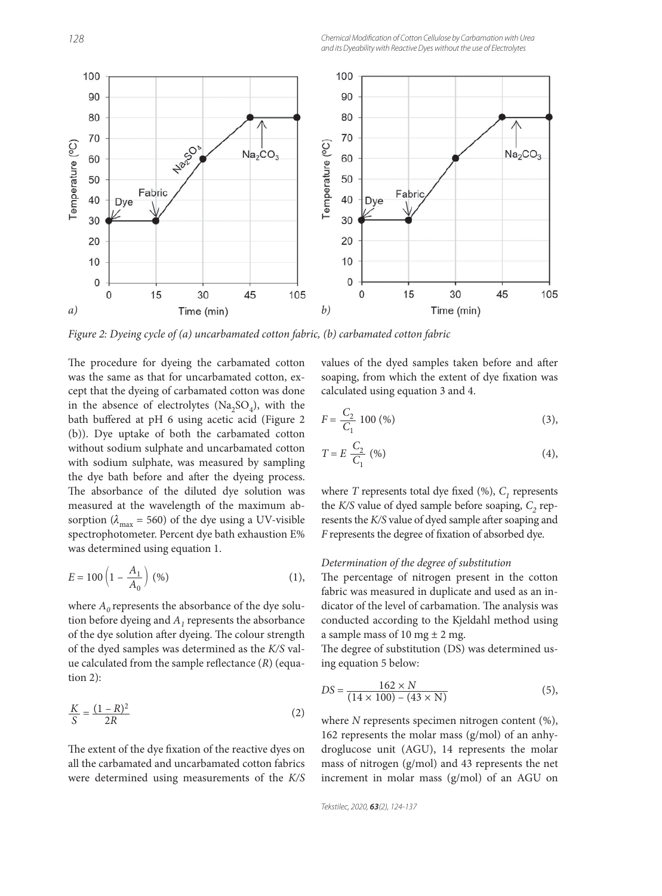Figure 2: Dyeing cycle of (a) uncarbamated cotton fabric, (b) carbamated cotton fabric

The procedure for dyeing the carbamated cotton was the same as that for uncarbamated cotton, except that the dyeing of carbamated cotton was done in the absence of electrolytes ($Na_2SO_4$), with the bath buffered at pH 6 using acetic acid (Figure 2 (b)). Dye uptake of both the carbamated cotton without sodium sulphate and uncarbamated cotton with sodium sulphate, was measured by sampling the dye bath before and after the dyeing process. The absorbance of the diluted dye solution was measured at the wavelength of the maximum absorption ($\lambda_{max}$ = 560) of the dye using a UV-visible spectrophotometer. Percent dye bath exhaustion E% was determined using equation 1.

$$E = 100\left(1 - \frac{A_1}{A_0}\right) (\%) \quad (1),$$

where $A_0$ represents the absorbance of the dye solution before dyeing and $A_1$ represents the absorbance of the dye solution after dyeing. The colour strength of the dyed samples was determined as the *K/S* value calculated from the sample reflectance (*R*) (equation 2):

$$\frac{K}{S} = \frac{(1-R)^2}{2R} \quad (2)$$

The extent of the dye fixation of the reactive dyes on all the carbamated and uncarbamated cotton fabrics were determined using measurements of the *K/S* values of the dyed samples taken before and after soaping, from which the extent of dye fixation was calculated using equation 3 and 4.

$$F = \frac{C_2}{C_1}\, 100\ (\%) \quad (3),$$

$$T = E\, \frac{C_2}{C_1}\ (\%) \quad (4),$$

where *T* represents total dye fixed (%), $C_1$ represents the *K/S* value of dyed sample before soaping, $C_2$ represents the *K/S* value of dyed sample after soaping and *F* represents the degree of fixation of absorbed dye.

*Determination of the degree of substitution*

The percentage of nitrogen present in the cotton fabric was measured in duplicate and used as an indicator of the level of carbamation. The analysis was conducted according to the Kjeldahl method using a sample mass of 10 mg ± 2 mg.

The degree of substitution (DS) was determined using equation 5 below:

$$DS = \frac{162 \times N}{(14 \times 100) - (43 \times \mathrm{N})} \quad (5),$$

where *N* represents specimen nitrogen content (%), 162 represents the molar mass (g/mol) of an anhydroglucose unit (AGU), 14 represents the molar mass of nitrogen (g/mol) and 43 represents the net increment in molar mass (g/mol) of an AGU on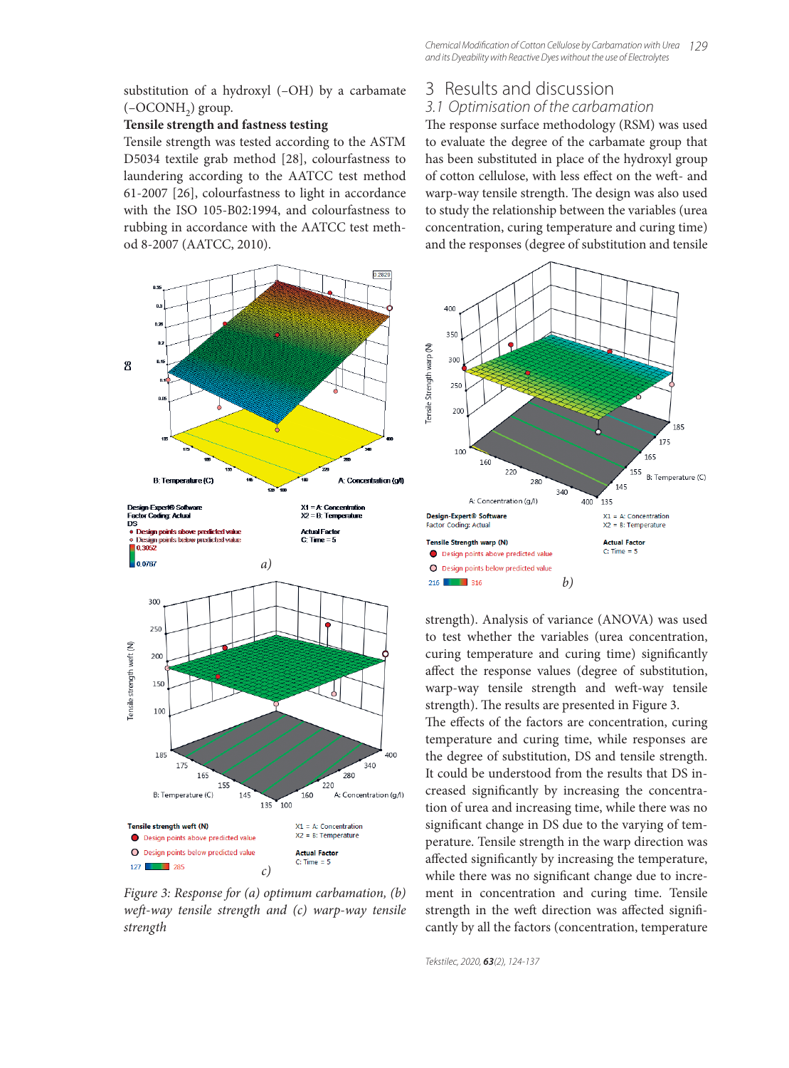substitution of a hydroxyl (–OH) by a carbamate (–$OCONH_2$) group.

**Tensile strength and fastness testing**

Tensile strength was tested according to the ASTM D5034 textile grab method [28], colourfastness to laundering according to the AATCC test method 61-2007 [26], colourfastness to light in accordance with the ISO 105-B02:1994, and colourfastness to rubbing in accordance with the AATCC test method 8-2007 (AATCC, 2010).

Figure 3: Response for (a) optimum carbamation, (b) weft-way tensile strength and (c) warp-way tensile strength

# 3 Results and discussion

## 3.1 Optimisation of the carbamation

The response surface methodology (RSM) was used to evaluate the degree of the carbamate group that has been substituted in place of the hydroxyl group of cotton cellulose, with less effect on the weft- and warp-way tensile strength. The design was also used to study the relationship between the variables (urea concentration, curing temperature and curing time) and the responses (degree of substitution and tensile strength). Analysis of variance (ANOVA) was used to test whether the variables (urea concentration, curing temperature and curing time) significantly affect the response values (degree of substitution, warp-way tensile strength and weft-way tensile strength). The results are presented in Figure 3.

The effects of the factors are concentration, curing temperature and curing time, while responses are the degree of substitution, DS and tensile strength. It could be understood from the results that DS increased significantly by increasing the concentration of urea and increasing time, while there was no significant change in DS due to the varying of temperature. Tensile strength in the warp direction was affected significantly by increasing the temperature, while there was no significant change due to increment in concentration and curing time. Tensile strength in the weft direction was affected significantly by all the factors (concentration, temperature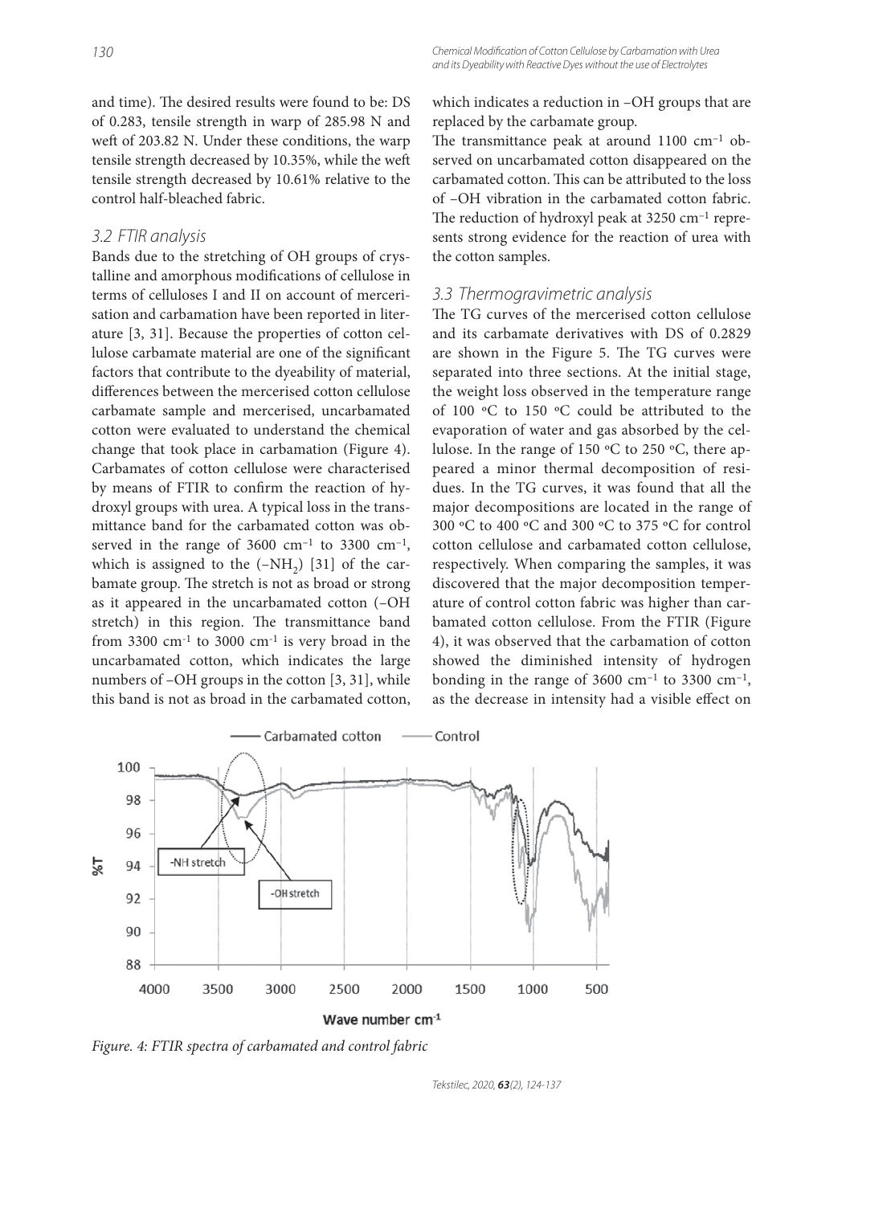and time). The desired results were found to be: DS of 0.283, tensile strength in warp of 285.98 N and weft of 203.82 N. Under these conditions, the warp tensile strength decreased by 10.35%, while the weft tensile strength decreased by 10.61% relative to the control half-bleached fabric.

### 3.2 FTIR analysis

Bands due to the stretching of OH groups of crystalline and amorphous modifications of cellulose in terms of celluloses I and II on account of mercerisation and carbamation have been reported in literature [3, 31]. Because the properties of cotton cellulose carbamate material are one of the significant factors that contribute to the dyeability of material, differences between the mercerised cotton cellulose carbamate sample and mercerised, uncarbamated cotton were evaluated to understand the chemical change that took place in carbamation (Figure 4). Carbamates of cotton cellulose were characterised by means of FTIR to confirm the reaction of hydroxyl groups with urea. A typical loss in the transmittance band for the carbamated cotton was observed in the range of 3600 cm$^{-1}$ to 3300 cm$^{-1}$, which is assigned to the ($-NH_2$) [31] of the carbamate group. The stretch is not as broad or strong as it appeared in the uncarbamated cotton (–OH stretch) in this region. The transmittance band from 3300 cm$^{-1}$ to 3000 cm$^{-1}$ is very broad in the uncarbamated cotton, which indicates the large numbers of –OH groups in the cotton [3, 31], while this band is not as broad in the carbamated cotton, which indicates a reduction in –OH groups that are replaced by the carbamate group.

The transmittance peak at around 1100 cm$^{-1}$ observed on uncarbamated cotton disappeared on the carbamated cotton. This can be attributed to the loss of –OH vibration in the carbamated cotton fabric. The reduction of hydroxyl peak at 3250 cm$^{-1}$ represents strong evidence for the reaction of urea with the cotton samples.

### 3.3 Thermogravimetric analysis

The TG curves of the mercerised cotton cellulose and its carbamate derivatives with DS of 0.2829 are shown in the Figure 5. The TG curves were separated into three sections. At the initial stage, the weight loss observed in the temperature range of 100 °C to 150 °C could be attributed to the evaporation of water and gas absorbed by the cellulose. In the range of 150 °C to 250 °C, there appeared a minor thermal decomposition of residues. In the TG curves, it was found that all the major decompositions are located in the range of 300 °C to 400 °C and 300 °C to 375 °C for control cotton cellulose and carbamated cotton cellulose, respectively. When comparing the samples, it was discovered that the major decomposition temperature of control cotton fabric was higher than carbamated cotton cellulose. From the FTIR (Figure 4), it was observed that the carbamation of cotton showed the diminished intensity of hydrogen bonding in the range of 3600 cm$^{-1}$ to 3300 cm$^{-1}$, as the decrease in intensity had a visible effect on

*Figure. 4: FTIR spectra of carbamated and control fabric*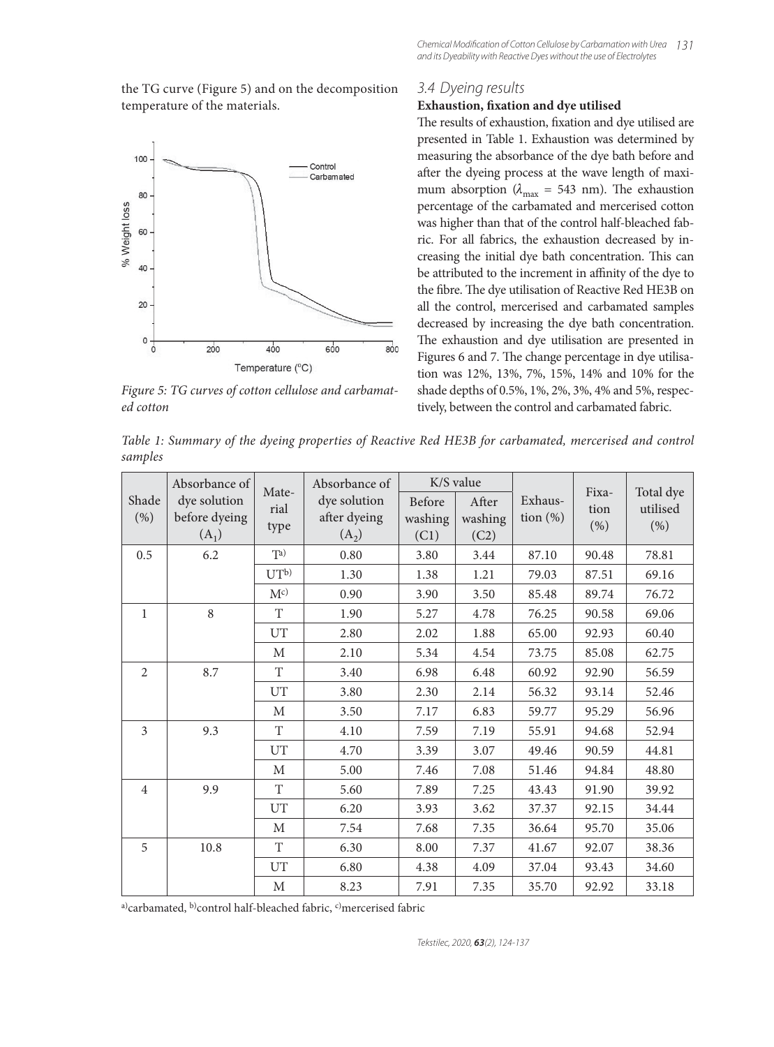the TG curve (Figure 5) and on the decomposition temperature of the materials.

Figure 5: TG curves of cotton cellulose and carbamated cotton

### 3.4 Dyeing results

**Exhaustion, fixation and dye utilised**

The results of exhaustion, fixation and dye utilised are presented in Table 1. Exhaustion was determined by measuring the absorbance of the dye bath before and after the dyeing process at the wave length of maximum absorption ($\lambda_{max}$ = 543 nm). The exhaustion percentage of the carbamated and mercerised cotton was higher than that of the control half-bleached fabric. For all fabrics, the exhaustion decreased by increasing the initial dye bath concentration. This can be attributed to the increment in affinity of the dye to the fibre. The dye utilisation of Reactive Red HE3B on all the control, mercerised and carbamated samples decreased by increasing the dye bath concentration. The exhaustion and dye utilisation are presented in Figures 6 and 7. The change percentage in dye utilisation was 12%, 13%, 7%, 15%, 14% and 10% for the shade depths of 0.5%, 1%, 2%, 3%, 4% and 5%, respectively, between the control and carbamated fabric.

*Table 1: Summary of the dyeing properties of Reactive Red HE3B for carbamated, mercerised and control samples*

| Shade (%) | Absorbance of dye solution before dyeing ($A_1$) | Material type | Absorbance of dye solution after dyeing ($A_2$) | K/S value | | Exhaustion (%) | Fixation (%) | Total dye utilised (%) |
|---|---|---|---|---|---|---|---|---|
| | | | | Before washing (C1) | After washing (C2) | | | |
| 0.5 | 6.2 | T[a] | 0.80 | 3.80 | 3.44 | 87.10 | 90.48 | 78.81 |
| | | UT[b] | 1.30 | 1.38 | 1.21 | 79.03 | 87.51 | 69.16 |
| | | M[c] | 0.90 | 3.90 | 3.50 | 85.48 | 89.74 | 76.72 |
| 1 | 8 | T | 1.90 | 5.27 | 4.78 | 76.25 | 90.58 | 69.06 |
| | | UT | 2.80 | 2.02 | 1.88 | 65.00 | 92.93 | 60.40 |
| | | M | 2.10 | 5.34 | 4.54 | 73.75 | 85.08 | 62.75 |
| 2 | 8.7 | T | 3.40 | 6.98 | 6.48 | 60.92 | 92.90 | 56.59 |
| | | UT | 3.80 | 2.30 | 2.14 | 56.32 | 93.14 | 52.46 |
| | | M | 3.50 | 7.17 | 6.83 | 59.77 | 95.29 | 56.96 |
| 3 | 9.3 | T | 4.10 | 7.59 | 7.19 | 55.91 | 94.68 | 52.94 |
| | | UT | 4.70 | 3.39 | 3.07 | 49.46 | 90.59 | 44.81 |
| | | M | 5.00 | 7.46 | 7.08 | 51.46 | 94.84 | 48.80 |
| 4 | 9.9 | T | 5.60 | 7.89 | 7.25 | 43.43 | 91.90 | 39.92 |
| | | UT | 6.20 | 3.93 | 3.62 | 37.37 | 92.15 | 34.44 |
| | | M | 7.54 | 7.68 | 7.35 | 36.64 | 95.70 | 35.06 |
| 5 | 10.8 | T | 6.30 | 8.00 | 7.37 | 41.67 | 92.07 | 38.36 |
| | | UT | 6.80 | 4.38 | 4.09 | 37.04 | 93.43 | 34.60 |
| | | M | 8.23 | 7.91 | 7.35 | 35.70 | 92.92 | 33.18 |

[a]carbamated, [b]control half-bleached fabric, [c]mercerised fabric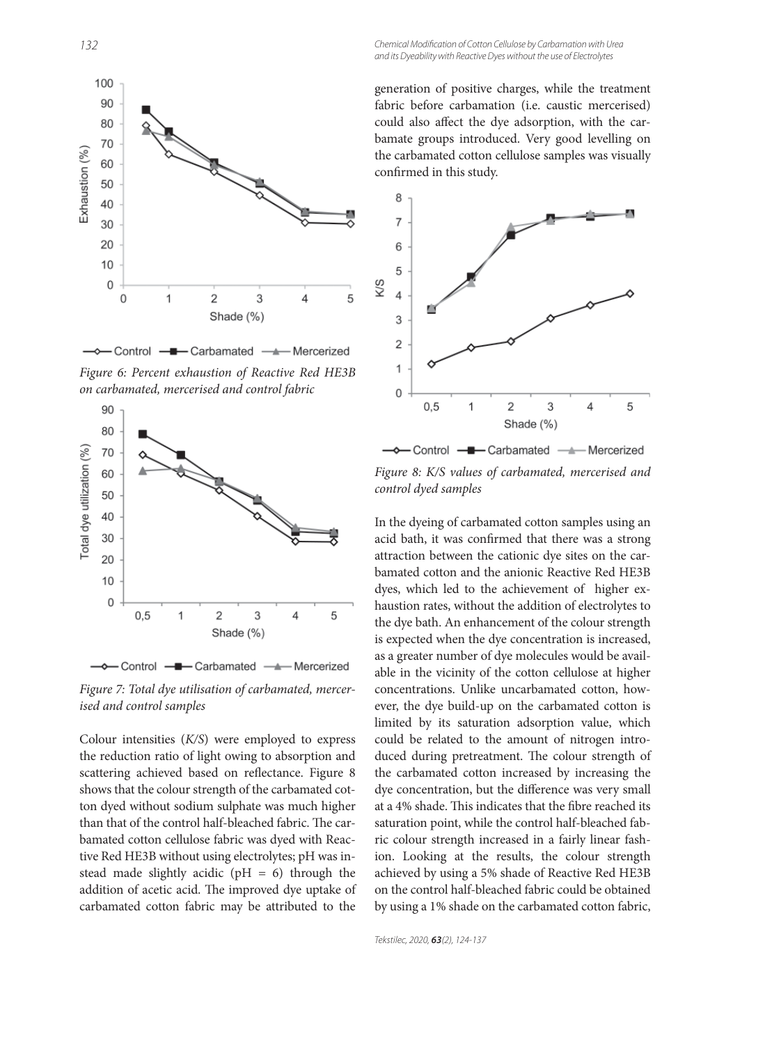Figure 6: Percent exhaustion of Reactive Red HE3B on carbamated, mercerised and control fabric

Figure 7: Total dye utilisation of carbamated, mercerised and control samples

Colour intensities (*K/S*) were employed to express the reduction ratio of light owing to absorption and scattering achieved based on reflectance. Figure 8 shows that the colour strength of the carbamated cotton dyed without sodium sulphate was much higher than that of the control half-bleached fabric. The carbamated cotton cellulose fabric was dyed with Reactive Red HE3B without using electrolytes; pH was instead made slightly acidic (pH = 6) through the addition of acetic acid. The improved dye uptake of carbamated cotton fabric may be attributed to the generation of positive charges, while the treatment fabric before carbamation (i.e. caustic mercerised) could also affect the dye adsorption, with the carbamate groups introduced. Very good levelling on the carbamated cotton cellulose samples was visually confirmed in this study.

Figure 8: K/S values of carbamated, mercerised and control dyed samples

In the dyeing of carbamated cotton samples using an acid bath, it was confirmed that there was a strong attraction between the cationic dye sites on the carbamated cotton and the anionic Reactive Red HE3B dyes, which led to the achievement of higher exhaustion rates, without the addition of electrolytes to the dye bath. An enhancement of the colour strength is expected when the dye concentration is increased, as a greater number of dye molecules would be available in the vicinity of the cotton cellulose at higher concentrations. Unlike uncarbamated cotton, however, the dye build-up on the carbamated cotton is limited by its saturation adsorption value, which could be related to the amount of nitrogen introduced during pretreatment. The colour strength of the carbamated cotton increased by increasing the dye concentration, but the difference was very small at a 4% shade. This indicates that the fibre reached its saturation point, while the control half-bleached fabric colour strength increased in a fairly linear fashion. Looking at the results, the colour strength achieved by using a 5% shade of Reactive Red HE3B on the control half-bleached fabric could be obtained by using a 1% shade on the carbamated cotton fabric,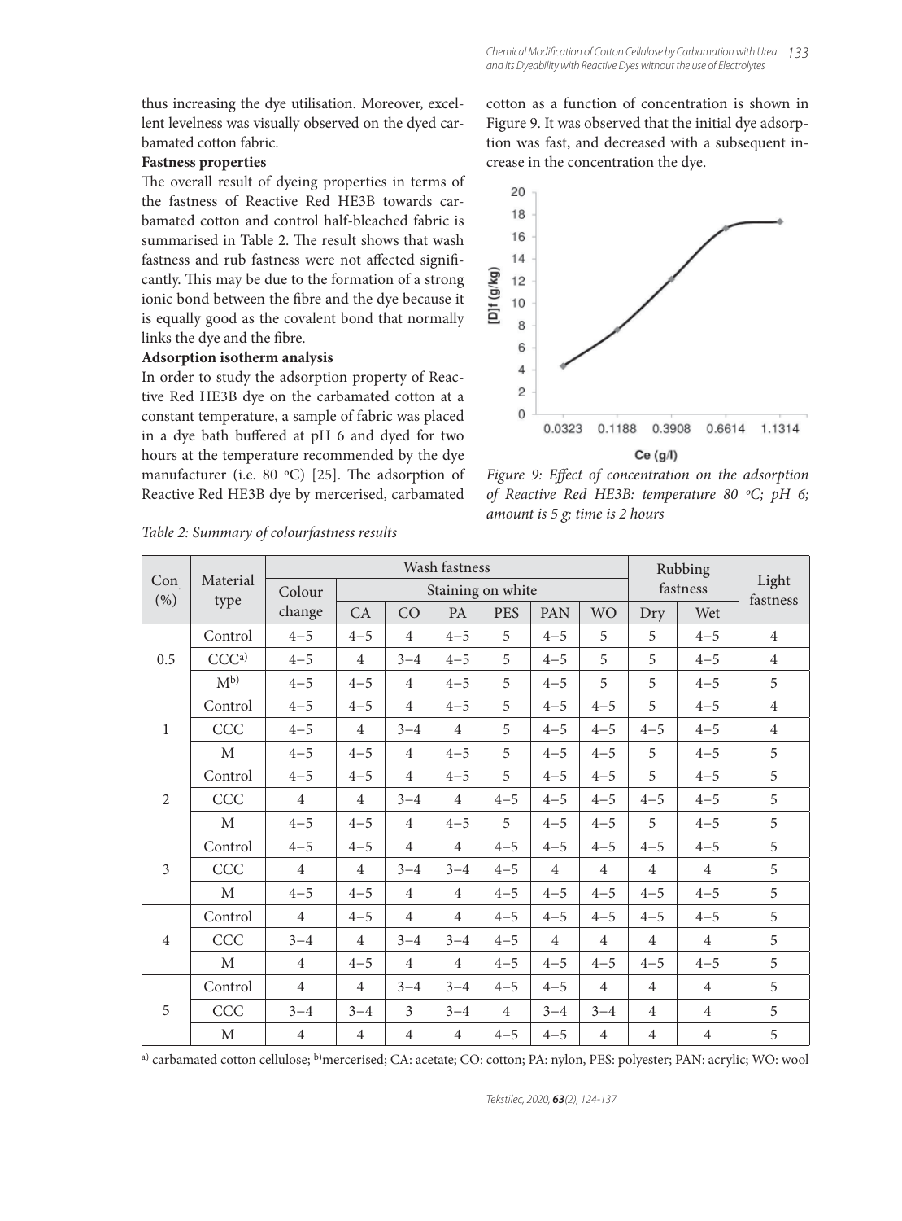thus increasing the dye utilisation. Moreover, excellent levelness was visually observed on the dyed carbamated cotton fabric.

**Fastness properties**

The overall result of dyeing properties in terms of the fastness of Reactive Red HE3B towards carbamated cotton and control half-bleached fabric is summarised in Table 2. The result shows that wash fastness and rub fastness were not affected significantly. This may be due to the formation of a strong ionic bond between the fibre and the dye because it is equally good as the covalent bond that normally links the dye and the fibre.

**Adsorption isotherm analysis**

In order to study the adsorption property of Reactive Red HE3B dye on the carbamated cotton at a constant temperature, a sample of fabric was placed in a dye bath buffered at pH 6 and dyed for two hours at the temperature recommended by the dye manufacturer (i.e. 80 °C) [25]. The adsorption of Reactive Red HE3B dye by mercerised, carbamated cotton as a function of concentration is shown in Figure 9. It was observed that the initial dye adsorption was fast, and decreased with a subsequent increase in the concentration the dye.

*Figure 9: Effect of concentration on the adsorption of Reactive Red HE3B: temperature 80 °C; pH 6; amount is 5 g; time is 2 hours*

*Table 2: Summary of colourfastness results*

| Con. (%) | Material type | Wash fastness | | | | | | | | Rubbing fastness | | Light fastness |
|---|---|---|---|---|---|---|---|---|---|---|---|---|
| | | Colour change | Staining on white | | | | | | | | | |
| | | | CA | CO | PA | PES | PAN | WO | | Dry | Wet | |
| 0.5 | Control | 4–5 | 4–5 | 4 | 4–5 | 5 | 4–5 | 5 | | 5 | 4–5 | 4 |
| | CCC[a)] | 4–5 | 4 | 3–4 | 4–5 | 5 | 4–5 | 5 | | 5 | 4–5 | 4 |
| | M[b)] | 4–5 | 4–5 | 4 | 4–5 | 5 | 4–5 | 5 | | 5 | 4–5 | 5 |
| 1 | Control | 4–5 | 4–5 | 4 | 4–5 | 5 | 4–5 | 4–5 | | 5 | 4–5 | 4 |
| | CCC | 4–5 | 4 | 3–4 | 4 | 5 | 4–5 | 4–5 | | 4–5 | 4–5 | 4 |
| | M | 4–5 | 4–5 | 4 | 4–5 | 5 | 4–5 | 4–5 | | 5 | 4–5 | 5 |
| 2 | Control | 4–5 | 4–5 | 4 | 4–5 | 5 | 4–5 | 4–5 | | 5 | 4–5 | 5 |
| | CCC | 4 | 4 | 3–4 | 4 | 4–5 | 4–5 | 4–5 | | 4–5 | 4–5 | 5 |
| | M | 4–5 | 4–5 | 4 | 4–5 | 5 | 4–5 | 4–5 | | 5 | 4–5 | 5 |
| 3 | Control | 4–5 | 4–5 | 4 | 4 | 4–5 | 4–5 | 4–5 | | 4–5 | 4–5 | 5 |
| | CCC | 4 | 4 | 3–4 | 3–4 | 4–5 | 4 | 4 | | 4 | 4 | 5 |
| | M | 4–5 | 4–5 | 4 | 4 | 4–5 | 4–5 | 4–5 | | 4–5 | 4–5 | 5 |
| 4 | Control | 4 | 4–5 | 4 | 4 | 4–5 | 4–5 | 4–5 | | 4–5 | 4–5 | 5 |
| | CCC | 3–4 | 4 | 3–4 | 3–4 | 4–5 | 4 | 4 | | 4 | 4 | 5 |
| | M | 4 | 4–5 | 4 | 4 | 4–5 | 4–5 | 4–5 | | 4–5 | 4–5 | 5 |
| 5 | Control | 4 | 4 | 3–4 | 3–4 | 4–5 | 4–5 | 4 | | 4 | 4 | 5 |
| | CCC | 3–4 | 3–4 | 3 | 3–4 | 4 | 3–4 | 3–4 | | 4 | 4 | 5 |
| | M | 4 | 4 | 4 | 4 | 4–5 | 4–5 | 4 | | 4 | 4 | 5 |

[a)] carbamated cotton cellulose; [b)]mercerised; CA: acetate; CO: cotton; PA: nylon, PES: polyester; PAN: acrylic; WO: wool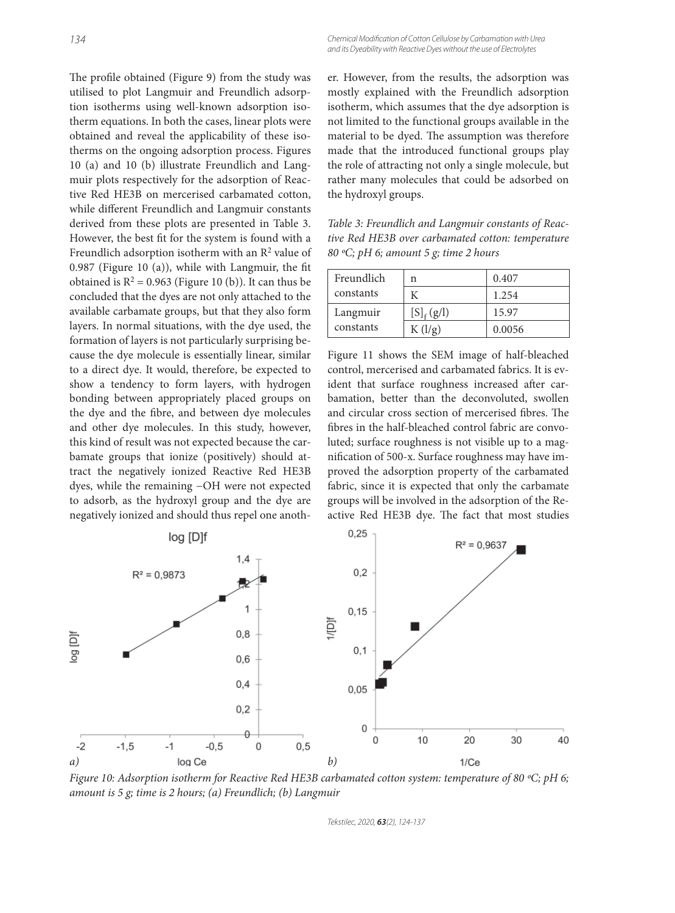The profile obtained (Figure 9) from the study was utilised to plot Langmuir and Freundlich adsorption isotherms using well-known adsorption isotherm equations. In both the cases, linear plots were obtained and reveal the applicability of these isotherms on the ongoing adsorption process. Figures 10 (a) and 10 (b) illustrate Freundlich and Langmuir plots respectively for the adsorption of Reactive Red HE3B on mercerised carbamated cotton, while different Freundlich and Langmuir constants derived from these plots are presented in Table 3. However, the best fit for the system is found with a Freundlich adsorption isotherm with an $R^2$ value of 0.987 (Figure 10 (a)), while with Langmuir, the fit obtained is $R^2 = 0.963$ (Figure 10 (b)). It can thus be concluded that the dyes are not only attached to the available carbamate groups, but that they also form layers. In normal situations, with the dye used, the formation of layers is not particularly surprising because the dye molecule is essentially linear, similar to a direct dye. It would, therefore, be expected to show a tendency to form layers, with hydrogen bonding between appropriately placed groups on the dye and the fibre, and between dye molecules and other dye molecules. In this study, however, this kind of result was not expected because the carbamate groups that ionize (positively) should attract the negatively ionized Reactive Red HE3B dyes, while the remaining –OH were not expected to adsorb, as the hydroxyl group and the dye are negatively ionized and should thus repel one another. However, from the results, the adsorption was mostly explained with the Freundlich adsorption isotherm, which assumes that the dye adsorption is not limited to the functional groups available in the material to be dyed. The assumption was therefore made that the introduced functional groups play the role of attracting not only a single molecule, but rather many molecules that could be adsorbed on the hydroxyl groups.

*Table 3: Freundlich and Langmuir constants of Reactive Red HE3B over carbamated cotton: temperature 80 °C; pH 6; amount 5 g; time 2 hours*

| | | |
|---|---|---|
| Freundlich constants | n | 0.407 |
| | K | 1.254 |
| Langmuir constants | $[S]_f$ (g/l) | 15.97 |
| | K (l/g) | 0.0056 |

Figure 11 shows the SEM image of half-bleached control, mercerised and carbamated fabrics. It is evident that surface roughness increased after carbamation, better than the deconvoluted, swollen and circular cross section of mercerised fibres. The fibres in the half-bleached control fabric are convoluted; surface roughness is not visible up to a magnification of 500-x. Surface roughness may have improved the adsorption property of the carbamated fabric, since it is expected that only the carbamate groups will be involved in the adsorption of the Reactive Red HE3B dye. The fact that most studies

*Figure 10: Adsorption isotherm for Reactive Red HE3B carbamated cotton system: temperature of 80 °C; pH 6; amount is 5 g; time is 2 hours; (a) Freundlich; (b) Langmuir*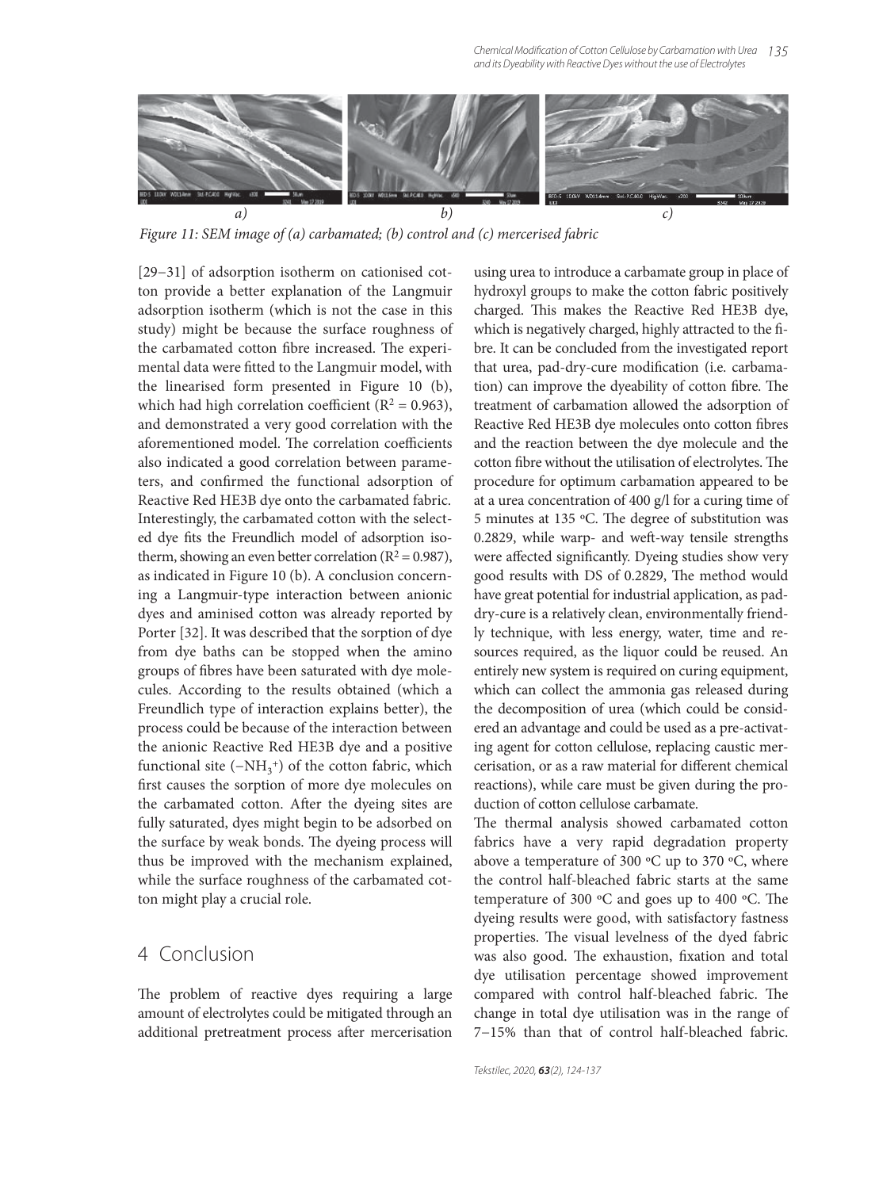*Figure 11: SEM image of (a) carbamated; (b) control and (c) mercerised fabric*

[29–31] of adsorption isotherm on cationised cotton provide a better explanation of the Langmuir adsorption isotherm (which is not the case in this study) might be because the surface roughness of the carbamated cotton fibre increased. The experimental data were fitted to the Langmuir model, with the linearised form presented in Figure 10 (b), which had high correlation coefficient ($R^2 = 0.963$), and demonstrated a very good correlation with the aforementioned model. The correlation coefficients also indicated a good correlation between parameters, and confirmed the functional adsorption of Reactive Red HE3B dye onto the carbamated fabric. Interestingly, the carbamated cotton with the selected dye fits the Freundlich model of adsorption isotherm, showing an even better correlation ($R^2 = 0.987$), as indicated in Figure 10 (b). A conclusion concerning a Langmuir-type interaction between anionic dyes and aminised cotton was already reported by Porter [32]. It was described that the sorption of dye from dye baths can be stopped when the amino groups of fibres have been saturated with dye molecules. According to the results obtained (which a Freundlich type of interaction explains better), the process could be because of the interaction between the anionic Reactive Red HE3B dye and a positive functional site ($-NH_3^+$) of the cotton fabric, which first causes the sorption of more dye molecules on the carbamated cotton. After the dyeing sites are fully saturated, dyes might begin to be adsorbed on the surface by weak bonds. The dyeing process will thus be improved with the mechanism explained, while the surface roughness of the carbamated cotton might play a crucial role.

## 4 Conclusion

The problem of reactive dyes requiring a large amount of electrolytes could be mitigated through an additional pretreatment process after mercerisation using urea to introduce a carbamate group in place of hydroxyl groups to make the cotton fabric positively charged. This makes the Reactive Red HE3B dye, which is negatively charged, highly attracted to the fibre. It can be concluded from the investigated report that urea, pad-dry-cure modification (i.e. carbamation) can improve the dyeability of cotton fibre. The treatment of carbamation allowed the adsorption of Reactive Red HE3B dye molecules onto cotton fibres and the reaction between the dye molecule and the cotton fibre without the utilisation of electrolytes. The procedure for optimum carbamation appeared to be at a urea concentration of 400 g/l for a curing time of 5 minutes at 135 ºC. The degree of substitution was 0.2829, while warp- and weft-way tensile strengths were affected significantly. Dyeing studies show very good results with DS of 0.2829, The method would have great potential for industrial application, as pad-dry-cure is a relatively clean, environmentally friendly technique, with less energy, water, time and resources required, as the liquor could be reused. An entirely new system is required on curing equipment, which can collect the ammonia gas released during the decomposition of urea (which could be considered an advantage and could be used as a pre-activating agent for cotton cellulose, replacing caustic mercerisation, or as a raw material for different chemical reactions), while care must be given during the production of cotton cellulose carbamate.

The thermal analysis showed carbamated cotton fabrics have a very rapid degradation property above a temperature of 300 ºC up to 370 ºC, where the control half-bleached fabric starts at the same temperature of 300 ºC and goes up to 400 ºC. The dyeing results were good, with satisfactory fastness properties. The visual levelness of the dyed fabric was also good. The exhaustion, fixation and total dye utilisation percentage showed improvement compared with control half-bleached fabric. The change in total dye utilisation was in the range of 7–15% than that of control half-bleached fabric.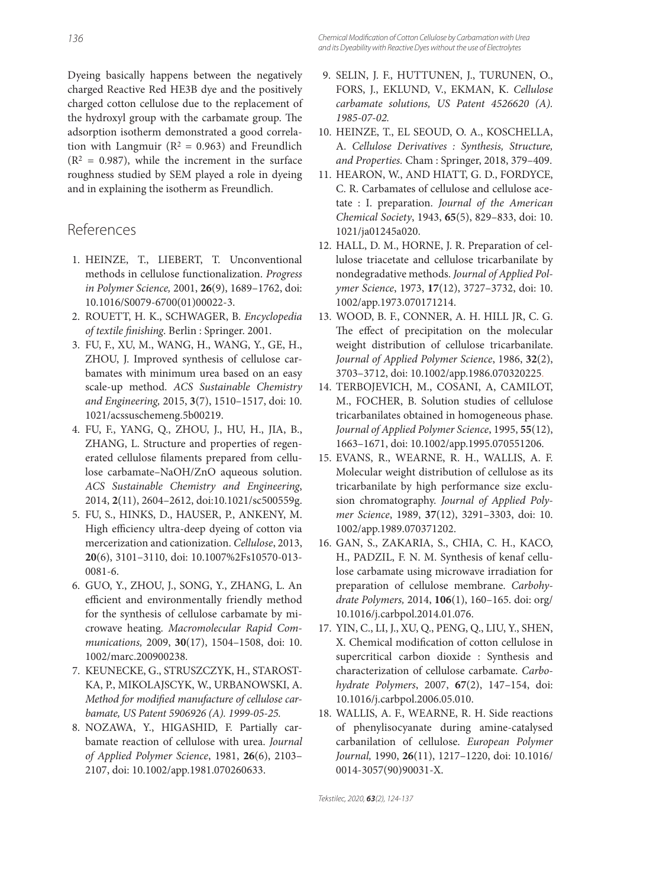Dyeing basically happens between the negatively charged Reactive Red HE3B dye and the positively charged cotton cellulose due to the replacement of the hydroxyl group with the carbamate group. The adsorption isotherm demonstrated a good correlation with Langmuir ($R^2 = 0.963$) and Freundlich ($R^2 = 0.987$), while the increment in the surface roughness studied by SEM played a role in dyeing and in explaining the isotherm as Freundlich.

## References

1. HEINZE, T., LIEBERT, T. Unconventional methods in cellulose functionalization. *Progress in Polymer Science,* 2001, **26**(9), 1689–1762, doi: 10.1016/S0079-6700(01)00022-3.
2. ROUETT, H. K., SCHWAGER, B. *Encyclopedia of textile finishing*. Berlin : Springer. 2001.
3. FU, F., XU, M., WANG, H., WANG, Y., GE, H., ZHOU, J. Improved synthesis of cellulose carbamates with minimum urea based on an easy scale-up method. *ACS Sustainable Chemistry and Engineering,* 2015, **3**(7), 1510–1517, doi: 10.1021/acssuschemeng.5b00219.
4. FU, F., YANG, Q., ZHOU, J., HU, H., JIA, B., ZHANG, L. Structure and properties of regenerated cellulose filaments prepared from cellulose carbamate–NaOH/ZnO aqueous solution. *ACS Sustainable Chemistry and Engineering*, 2014, **2**(11), 2604–2612, doi:10.1021/sc500559g.
5. FU, S., HINKS, D., HAUSER, P., ANKENY, M. High efficiency ultra-deep dyeing of cotton via mercerization and cationization. *Cellulose*, 2013, **20**(6), 3101–3110, doi: 10.1007%2Fs10570-013-0081-6.
6. GUO, Y., ZHOU, J., SONG, Y., ZHANG, L. An efficient and environmentally friendly method for the synthesis of cellulose carbamate by microwave heating. *Macromolecular Rapid Communications,* 2009, **30**(17), 1504–1508, doi: 10.1002/marc.200900238.
7. KEUNECKE, G., STRUSZCZYK, H., STAROSTKA, P., MIKOLAJSCYK, W., URBANOWSKI, A. *Method for modified manufacture of cellulose carbamate, US Patent 5906926 (A). 1999-05-25.*
8. NOZAWA, Y., HIGASHID, F. Partially carbamate reaction of cellulose with urea. *Journal of Applied Polymer Science*, 1981, **26**(6), 2103–2107, doi: 10.1002/app.1981.070260633.
9. SELIN, J. F., HUTTUNEN, J., TURUNEN, O., FORS, J., EKLUND, V., EKMAN, K. *Cellulose carbamate solutions, US Patent 4526620 (A). 1985-07-02.*
10. HEINZE, T., EL SEOUD, O. A., KOSCHELLA, A. *Cellulose Derivatives : Synthesis, Structure, and Properties.* Cham : Springer, 2018, 379–409.
11. HEARON, W., AND HIATT, G. D., FORDYCE, C. R. Carbamates of cellulose and cellulose acetate : I. preparation. *Journal of the American Chemical Society*, 1943, **65**(5), 829–833, doi: 10.1021/ja01245a020.
12. HALL, D. M., HORNE, J. R. Preparation of cellulose triacetate and cellulose tricarbanilate by nondegradative methods. *Journal of Applied Polymer Science*, 1973, **17**(12), 3727–3732, doi: 10.1002/app.1973.070171214.
13. WOOD, B. F., CONNER, A. H. HILL JR, C. G. The effect of precipitation on the molecular weight distribution of cellulose tricarbanilate. *Journal of Applied Polymer Science*, 1986, **32**(2), 3703–3712, doi: 10.1002/app.1986.070320225.
14. TERBOJEVICH, M., COSANI, A, CAMILOT, M., FOCHER, B. Solution studies of cellulose tricarbanilates obtained in homogeneous phase. *Journal of Applied Polymer Science*, 1995, **55**(12), 1663–1671, doi: 10.1002/app.1995.070551206.
15. EVANS, R., WEARNE, R. H., WALLIS, A. F. Molecular weight distribution of cellulose as its tricarbanilate by high performance size exclusion chromatography. *Journal of Applied Polymer Science*, 1989, **37**(12), 3291–3303, doi: 10.1002/app.1989.070371202.
16. GAN, S., ZAKARIA, S., CHIA, C. H., KACO, H., PADZIL, F. N. M. Synthesis of kenaf cellulose carbamate using microwave irradiation for preparation of cellulose membrane. *Carbohydrate Polymers,* 2014, **106**(1), 160–165. doi: org/10.1016/j.carbpol.2014.01.076.
17. YIN, C., LI, J., XU, Q., PENG, Q., LIU, Y., SHEN, X. Chemical modification of cotton cellulose in supercritical carbon dioxide : Synthesis and characterization of cellulose carbamate. *Carbohydrate Polymers*, 2007, **67**(2), 147–154, doi: 10.1016/j.carbpol.2006.05.010.
18. WALLIS, A. F., WEARNE, R. H. Side reactions of phenylisocyanate during amine-catalysed carbanilation of cellulose. *European Polymer Journal,* 1990, **26**(11), 1217–1220, doi: 10.1016/0014-3057(90)90031-X.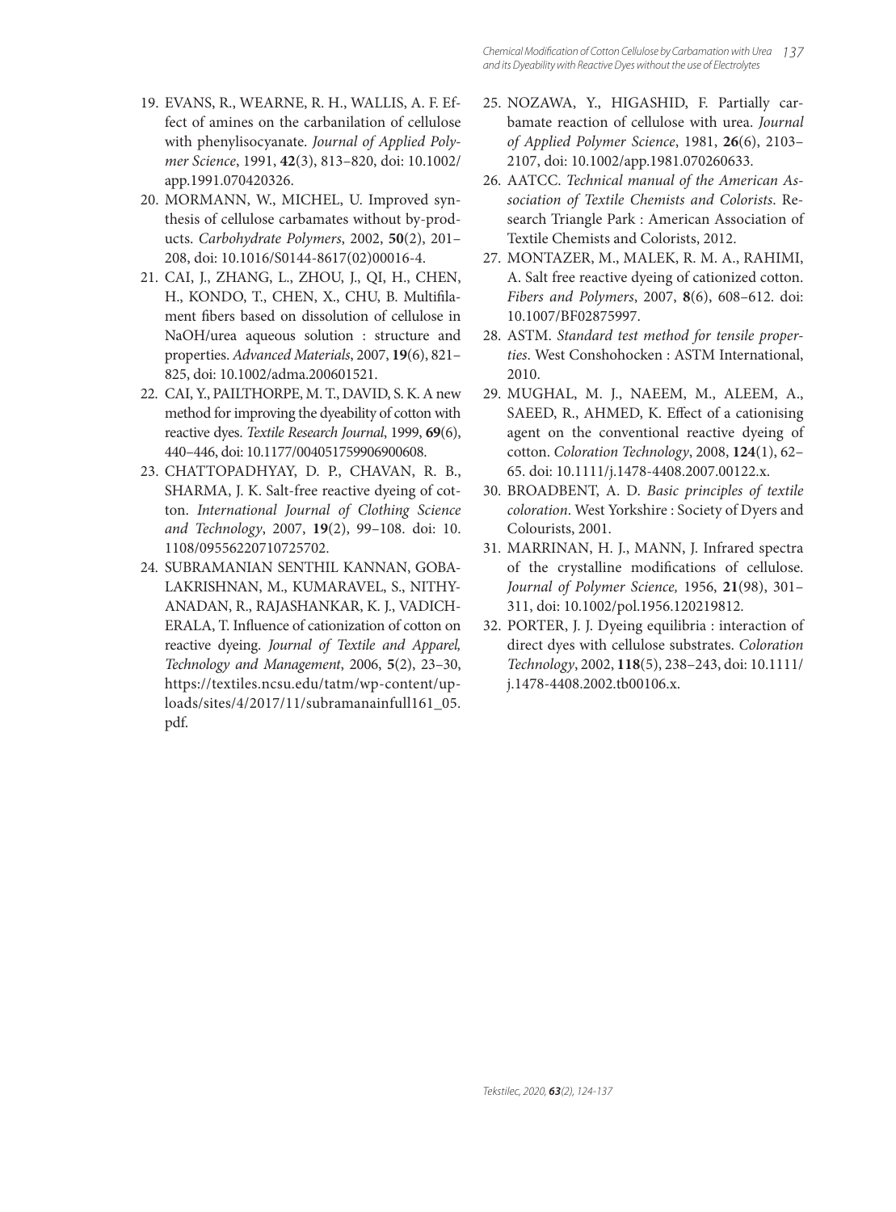19. EVANS, R., WEARNE, R. H., WALLIS, A. F. Effect of amines on the carbanilation of cellulose with phenylisocyanate. *Journal of Applied Polymer Science*, 1991, **42**(3), 813–820, doi: 10.1002/app.1991.070420326.
20. MORMANN, W., MICHEL, U. Improved synthesis of cellulose carbamates without by-products. *Carbohydrate Polymers*, 2002, **50**(2), 201–208, doi: 10.1016/S0144-8617(02)00016-4.
21. CAI, J., ZHANG, L., ZHOU, J., QI, H., CHEN, H., KONDO, T., CHEN, X., CHU, B. Multifilament fibers based on dissolution of cellulose in NaOH/urea aqueous solution : structure and properties. *Advanced Materials*, 2007, **19**(6), 821–825, doi: 10.1002/adma.200601521.
22. CAI, Y., PAILTHORPE, M. T., DAVID, S. K. A new method for improving the dyeability of cotton with reactive dyes. *Textile Research Journal*, 1999, **69**(6), 440–446, doi: 10.1177/004051759906900608.
23. CHATTOPADHYAY, D. P., CHAVAN, R. B., SHARMA, J. K. Salt-free reactive dyeing of cotton. *International Journal of Clothing Science and Technology*, 2007, **19**(2), 99–108. doi: 10.1108/09556220710725702.
24. SUBRAMANIAN SENTHIL KANNAN, GOBALAKRISHNAN, M., KUMARAVEL, S., NITHYANADAN, R., RAJASHANKAR, K. J., VADICHERALA, T. Influence of cationization of cotton on reactive dyeing. *Journal of Textile and Apparel, Technology and Management*, 2006, **5**(2), 23–30, https://textiles.ncsu.edu/tatm/wp-content/uploads/sites/4/2017/11/subramanainfull161_05.pdf.
25. NOZAWA, Y., HIGASHID, F. Partially carbamate reaction of cellulose with urea. *Journal of Applied Polymer Science*, 1981, **26**(6), 2103–2107, doi: 10.1002/app.1981.070260633.
26. AATCC. *Technical manual of the American Association of Textile Chemists and Colorists*. Research Triangle Park : American Association of Textile Chemists and Colorists, 2012.
27. MONTAZER, M., MALEK, R. M. A., RAHIMI, A. Salt free reactive dyeing of cationized cotton. *Fibers and Polymers*, 2007, **8**(6), 608–612. doi: 10.1007/BF02875997.
28. ASTM. *Standard test method for tensile properties*. West Conshohocken : ASTM International, 2010.
29. MUGHAL, M. J., NAEEM, M., ALEEM, A., SAEED, R., AHMED, K. Effect of a cationising agent on the conventional reactive dyeing of cotton. *Coloration Technology*, 2008, **124**(1), 62–65. doi: 10.1111/j.1478-4408.2007.00122.x.
30. BROADBENT, A. D. *Basic principles of textile coloration*. West Yorkshire : Society of Dyers and Colourists, 2001.
31. MARRINAN, H. J., MANN, J. Infrared spectra of the crystalline modifications of cellulose. *Journal of Polymer Science,* 1956, **21**(98), 301–311, doi: 10.1002/pol.1956.120219812.
32. PORTER, J. J. Dyeing equilibria : interaction of direct dyes with cellulose substrates. *Coloration Technology*, 2002, **118**(5), 238–243, doi: 10.1111/j.1478-4408.2002.tb00106.x.